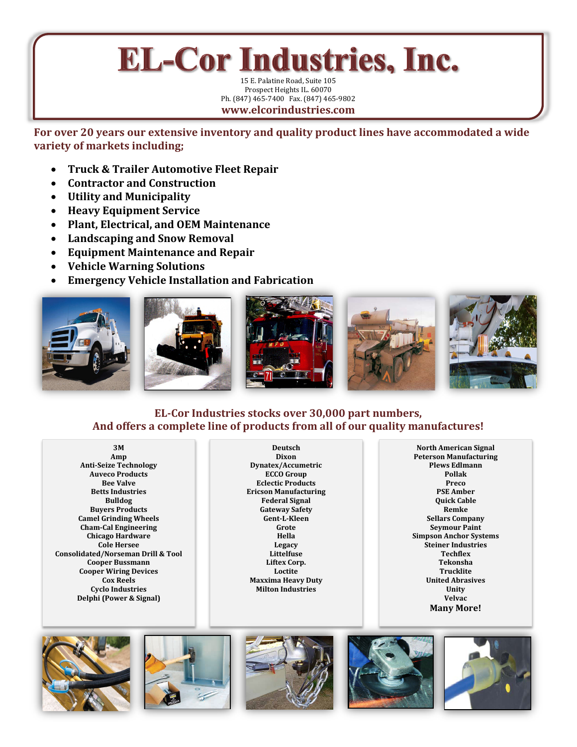# EL-Cor Industries, Inc.

15 E. Palatine Road, Suite 105
Prospect Heights IL. 60070
Ph. (847) 465-7400 Fax. (847) 465-9802
**www.elcorindustries.com**

**For over 20 years our extensive inventory and quality product lines have accommodated a wide variety of markets including;**

- **Truck & Trailer Automotive Fleet Repair**
- **Contractor and Construction**
- **Utility and Municipality**
- **Heavy Equipment Service**
- **Plant, Electrical, and OEM Maintenance**
- **Landscaping and Snow Removal**
- **Equipment Maintenance and Repair**
- **Vehicle Warning Solutions**
- **Emergency Vehicle Installation and Fabrication**

## EL-Cor Industries stocks over 30,000 part numbers, And offers a complete line of products from all of our quality manufactures!

**3M**
**Amp**
**Anti-Seize Technology**
**Auveco Products**
**Bee Valve**
**Betts Industries**
**Bulldog**
**Buyers Products**
**Camel Grinding Wheels**
**Cham-Cal Engineering**
**Chicago Hardware**
**Cole Hersee**
**Consolidated/Norseman Drill & Tool**
**Cooper Bussmann**
**Cooper Wiring Devices**
**Cox Reels**
**Cyclo Industries**
**Delphi (Power & Signal)**

**Deutsch**
**Dixon**
**Dynatex/Accumetric**
**ECCO Group**
**Eclectic Products**
**Ericson Manufacturing**
**Federal Signal**
**Gateway Safety**
**Gent-L-Kleen**
**Grote**
**Hella**
**Legacy**
**Littelfuse**
**Liftex Corp.**
**Loctite**
**Maxxima Heavy Duty**
**Milton Industries**

**North American Signal**
**Peterson Manufacturing**
**Plews Edlmann**
**Pollak**
**Preco**
**PSE Amber**
**Quick Cable**
**Remke**
**Sellars Company**
**Seymour Paint**
**Simpson Anchor Systems**
**Steiner Industries**
**Techflex**
**Tekonsha**
**Trucklite**
**United Abrasives**
**Unity**
**Velvac**
**Many More!**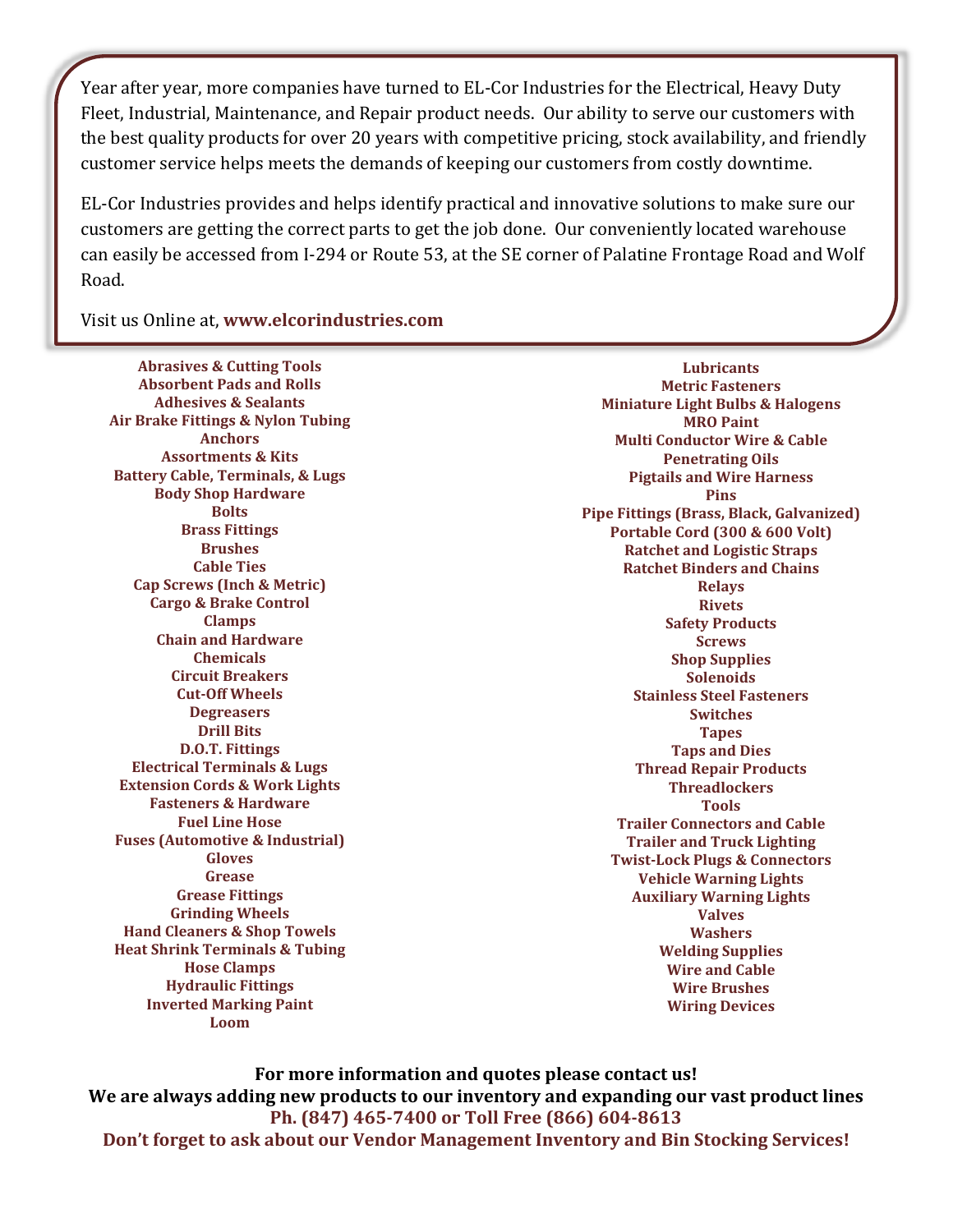Year after year, more companies have turned to EL-Cor Industries for the Electrical, Heavy Duty Fleet, Industrial, Maintenance, and Repair product needs. Our ability to serve our customers with the best quality products for over 20 years with competitive pricing, stock availability, and friendly customer service helps meets the demands of keeping our customers from costly downtime.

EL-Cor Industries provides and helps identify practical and innovative solutions to make sure our customers are getting the correct parts to get the job done. Our conveniently located warehouse can easily be accessed from I-294 or Route 53, at the SE corner of Palatine Frontage Road and Wolf Road.

Visit us Online at, **www.elcorindustries.com**

**Abrasives & Cutting Tools**
**Absorbent Pads and Rolls**
**Adhesives & Sealants**
**Air Brake Fittings & Nylon Tubing**
**Anchors**
**Assortments & Kits**
**Battery Cable, Terminals, & Lugs**
**Body Shop Hardware**
**Bolts**
**Brass Fittings**
**Brushes**
**Cable Ties**
**Cap Screws (Inch & Metric)**
**Cargo & Brake Control**
**Clamps**
**Chain and Hardware**
**Chemicals**
**Circuit Breakers**
**Cut-Off Wheels**
**Degreasers**
**Drill Bits**
**D.O.T. Fittings**
**Electrical Terminals & Lugs**
**Extension Cords & Work Lights**
**Fasteners & Hardware**
**Fuel Line Hose**
**Fuses (Automotive & Industrial)**
**Gloves**
**Grease**
**Grease Fittings**
**Grinding Wheels**
**Hand Cleaners & Shop Towels**
**Heat Shrink Terminals & Tubing**
**Hose Clamps**
**Hydraulic Fittings**
**Inverted Marking Paint**
**Loom**
**Lubricants**
**Metric Fasteners**
**Miniature Light Bulbs & Halogens**
**MRO Paint**
**Multi Conductor Wire & Cable**
**Penetrating Oils**
**Pigtails and Wire Harness**
**Pins**
**Pipe Fittings (Brass, Black, Galvanized)**
**Portable Cord (300 & 600 Volt)**
**Ratchet and Logistic Straps**
**Ratchet Binders and Chains**
**Relays**
**Rivets**
**Safety Products**
**Screws**
**Shop Supplies**
**Solenoids**
**Stainless Steel Fasteners**
**Switches**
**Tapes**
**Taps and Dies**
**Thread Repair Products**
**Threadlockers**
**Tools**
**Trailer Connectors and Cable**
**Trailer and Truck Lighting**
**Twist-Lock Plugs & Connectors**
**Vehicle Warning Lights**
**Auxiliary Warning Lights**
**Valves**
**Washers**
**Welding Supplies**
**Wire and Cable**
**Wire Brushes**
**Wiring Devices**

**For more information and quotes please contact us!**
**We are always adding new products to our inventory and expanding our vast product lines**
**Ph. (847) 465-7400 or Toll Free (866) 604-8613**
**Don't forget to ask about our Vendor Management Inventory and Bin Stocking Services!**